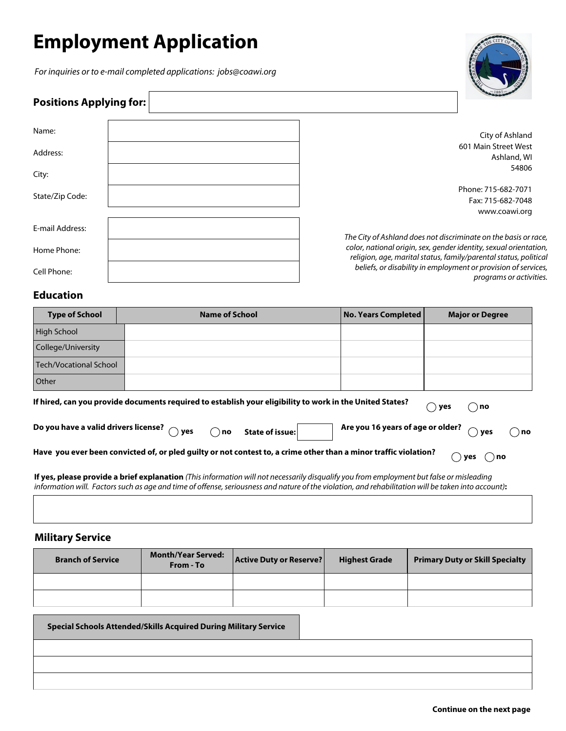# Employment Application

*For inquiries or to e-mail completed applications: jobs@coawi.org*

**Positions Applying for:**

| | |
|---|---|
| Name: | |
| Address: | |
| City: | |
| State/Zip Code: | |

| | |
|---|---|
| E-mail Address: | |
| Home Phone: | |
| Cell Phone: | |

City of Ashland
601 Main Street West
Ashland, WI
54806

Phone: 715-682-7071
Fax: 715-682-7048
www.coawi.org

*The City of Ashland does not discriminate on the basis or race, color, national origin, sex, gender identity, sexual orientation, religion, age, marital status, family/parental status, political beliefs, or disability in employment or provision of services, programs or activities.*

## Education

| Type of School | Name of School | No. Years Completed | Major or Degree |
|---|---|---|---|
| High School | | | |
| College/University | | | |
| Tech/Vocational School | | | |
| Other | | | |

**If hired, can you provide documents required to establish your eligibility to work in the United States?** ◯ yes ◯ no

**Do you have a valid drivers license?** ◯ yes ◯ no **State of issue:** \_\_\_\_ **Are you 16 years of age or older?** ◯ yes ◯ no

**Have you ever been convicted of, or pled guilty or not contest to, a crime other than a minor traffic violation?** ◯ yes ◯ no

**If yes, please provide a brief explanation** *(This information will not necessarily disqualify you from employment but false or misleading information will. Factors such as age and time of offense, seriousness and nature of the violation, and rehabilitation will be taken into account)***:**

## Military Service

| Branch of Service | Month/Year Served: From - To | Active Duty or Reserve? | Highest Grade | Primary Duty or Skill Specialty |
|---|---|---|---|---|
| | | | | |
| | | | | |

| Special Schools Attended/Skills Acquired During Military Service |
|---|
| |
| |
| |

**Continue on the next page**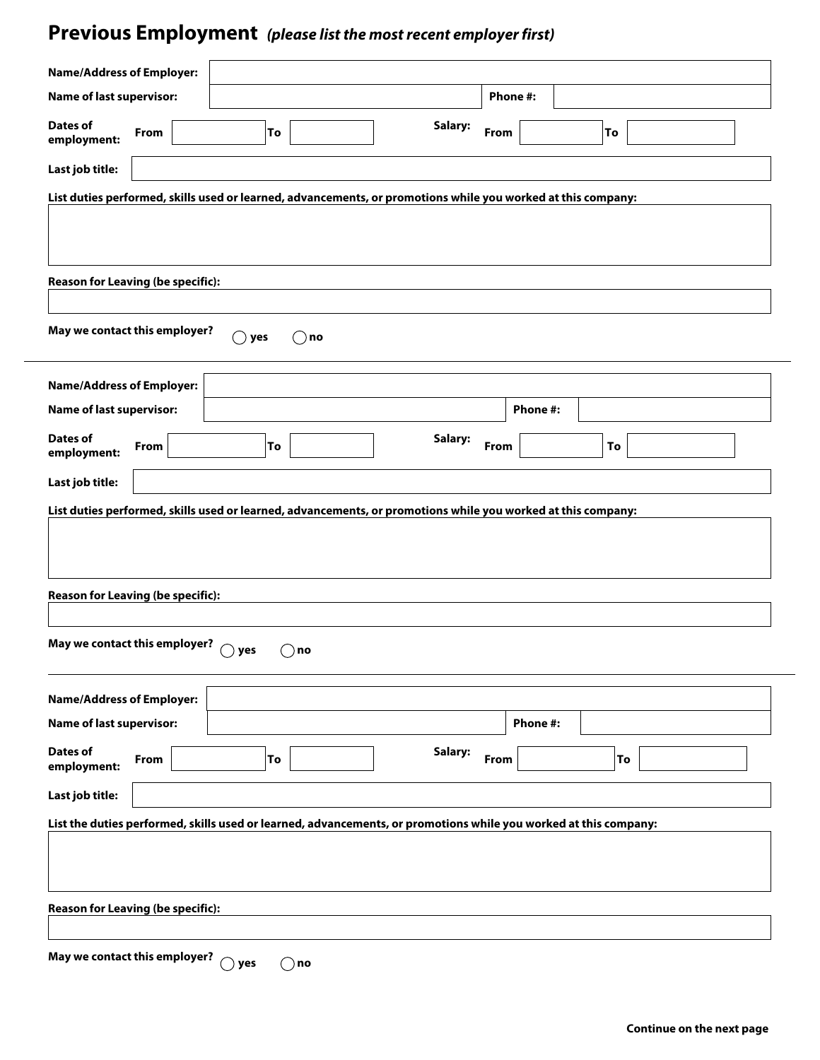## Previous Employment *(please list the most recent employer first)*

**Name/Address of Employer:**

**Name of last supervisor:** **Phone #:**

**Dates of employment:** **From** **To** **Salary:** **From** **To**

**Last job title:**

**List duties performed, skills used or learned, advancements, or promotions while you worked at this company:**

**Reason for Leaving (be specific):**

**May we contact this employer?** ◯ **yes** ◯ **no**

---

**Name/Address of Employer:**

**Name of last supervisor:** **Phone #:**

**Dates of employment:** **From** **To** **Salary:** **From** **To**

**Last job title:**

**List duties performed, skills used or learned, advancements, or promotions while you worked at this company:**

**Reason for Leaving (be specific):**

**May we contact this employer?** ◯ **yes** ◯ **no**

---

**Name/Address of Employer:**

**Name of last supervisor:** **Phone #:**

**Dates of employment:** **From** **To** **Salary:** **From** **To**

**Last job title:**

**List the duties performed, skills used or learned, advancements, or promotions while you worked at this company:**

**Reason for Leaving (be specific):**

**May we contact this employer?** ◯ **yes** ◯ **no**

**Continue on the next page**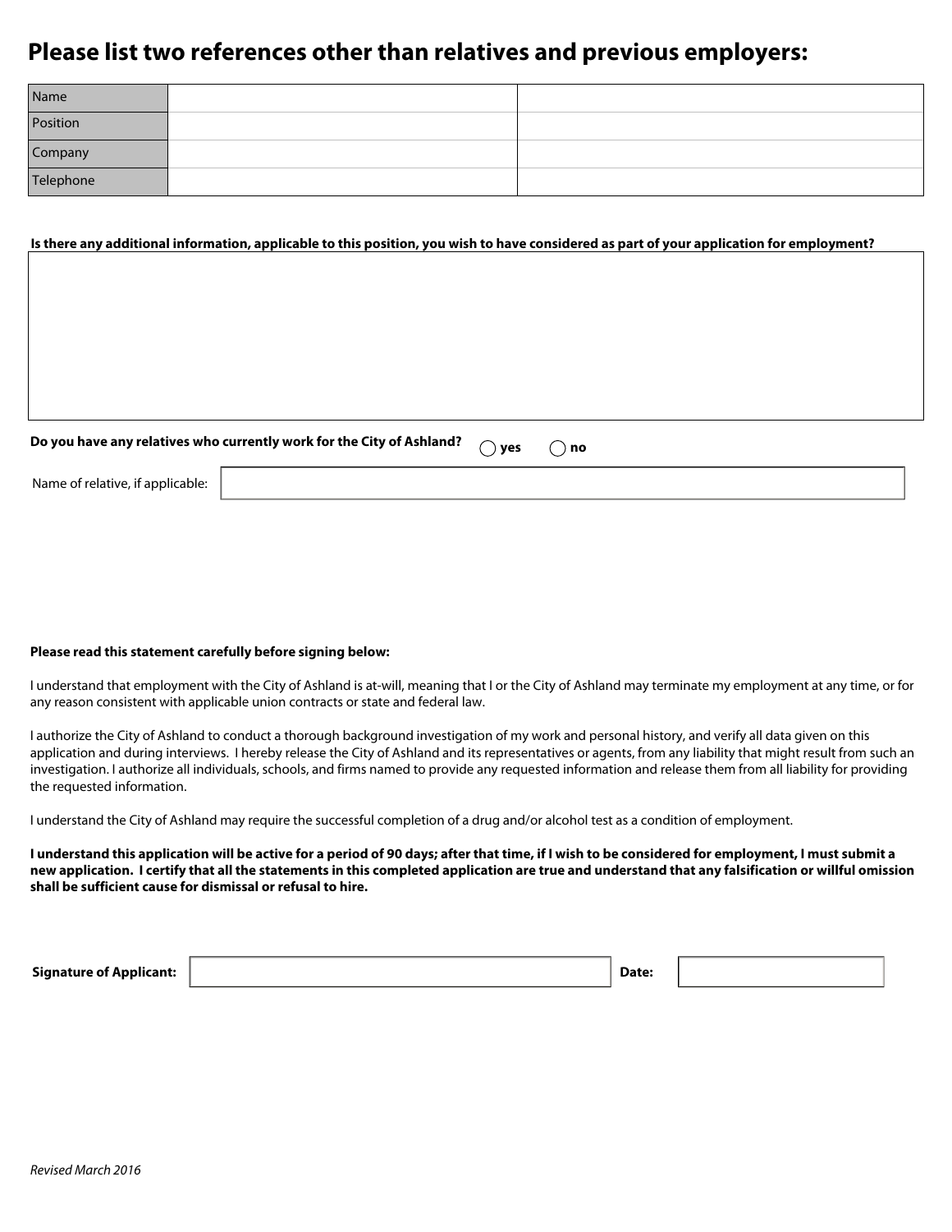# Please list two references other than relatives and previous employers:

| | | |
|---|---|---|
| Name | | |
| Position | | |
| Company | | |
| Telephone | | |

**Is there any additional information, applicable to this position, you wish to have considered as part of your application for employment?**

**Do you have any relatives who currently work for the City of Ashland?** ◯ **yes** ◯ **no**

Name of relative, if applicable:

**Please read this statement carefully before signing below:**

I understand that employment with the City of Ashland is at-will, meaning that I or the City of Ashland may terminate my employment at any time, or for any reason consistent with applicable union contracts or state and federal law.

I authorize the City of Ashland to conduct a thorough background investigation of my work and personal history, and verify all data given on this application and during interviews. I hereby release the City of Ashland and its representatives or agents, from any liability that might result from such an investigation. I authorize all individuals, schools, and firms named to provide any requested information and release them from all liability for providing the requested information.

I understand the City of Ashland may require the successful completion of a drug and/or alcohol test as a condition of employment.

**I understand this application will be active for a period of 90 days; after that time, if I wish to be considered for employment, I must submit a new application. I certify that all the statements in this completed application are true and understand that any falsification or willful omission shall be sufficient cause for dismissal or refusal to hire.**

**Signature of Applicant:** **Date:**

*Revised March 2016*